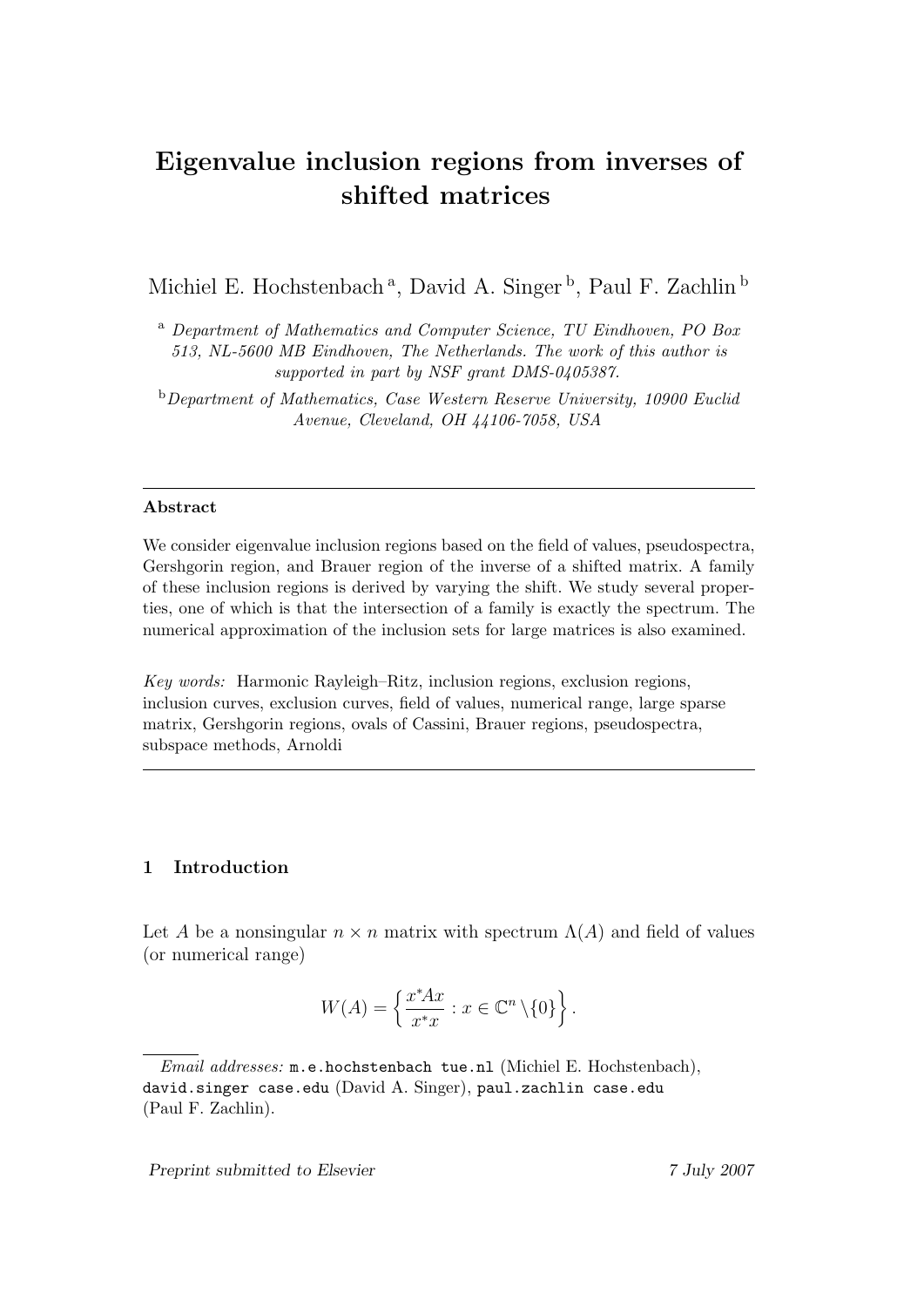# Eigenvalue inclusion regions from inverses of shifted matrices

Michiel E. Hochstenbach [a], David A. Singer [b], Paul F. Zachlin [b]

[a] *Department of Mathematics and Computer Science, TU Eindhoven, PO Box 513, NL-5600 MB Eindhoven, The Netherlands. The work of this author is supported in part by NSF grant DMS-0405387.*

[b] *Department of Mathematics, Case Western Reserve University, 10900 Euclid Avenue, Cleveland, OH 44106-7058, USA*

---

**Abstract**

We consider eigenvalue inclusion regions based on the field of values, pseudospectra, Gershgorin region, and Brauer region of the inverse of a shifted matrix. A family of these inclusion regions is derived by varying the shift. We study several properties, one of which is that the intersection of a family is exactly the spectrum. The numerical approximation of the inclusion sets for large matrices is also examined.

*Key words:* Harmonic Rayleigh–Ritz, inclusion regions, exclusion regions, inclusion curves, exclusion curves, field of values, numerical range, large sparse matrix, Gershgorin regions, ovals of Cassini, Brauer regions, pseudospectra, subspace methods, Arnoldi

---

## 1 Introduction

Let $A$ be a nonsingular $n \times n$ matrix with spectrum $\Lambda(A)$ and field of values (or numerical range)

$$W(A) = \left\{ \frac{x^*Ax}{x^*x} : x \in \mathbb{C}^n \setminus \{0\} \right\}.$$

*Email addresses:* `m.e.hochstenbach tue.nl` (Michiel E. Hochstenbach), `david.singer case.edu` (David A. Singer), `paul.zachlin case.edu` (Paul F. Zachlin).

*Preprint submitted to Elsevier* 7 July 2007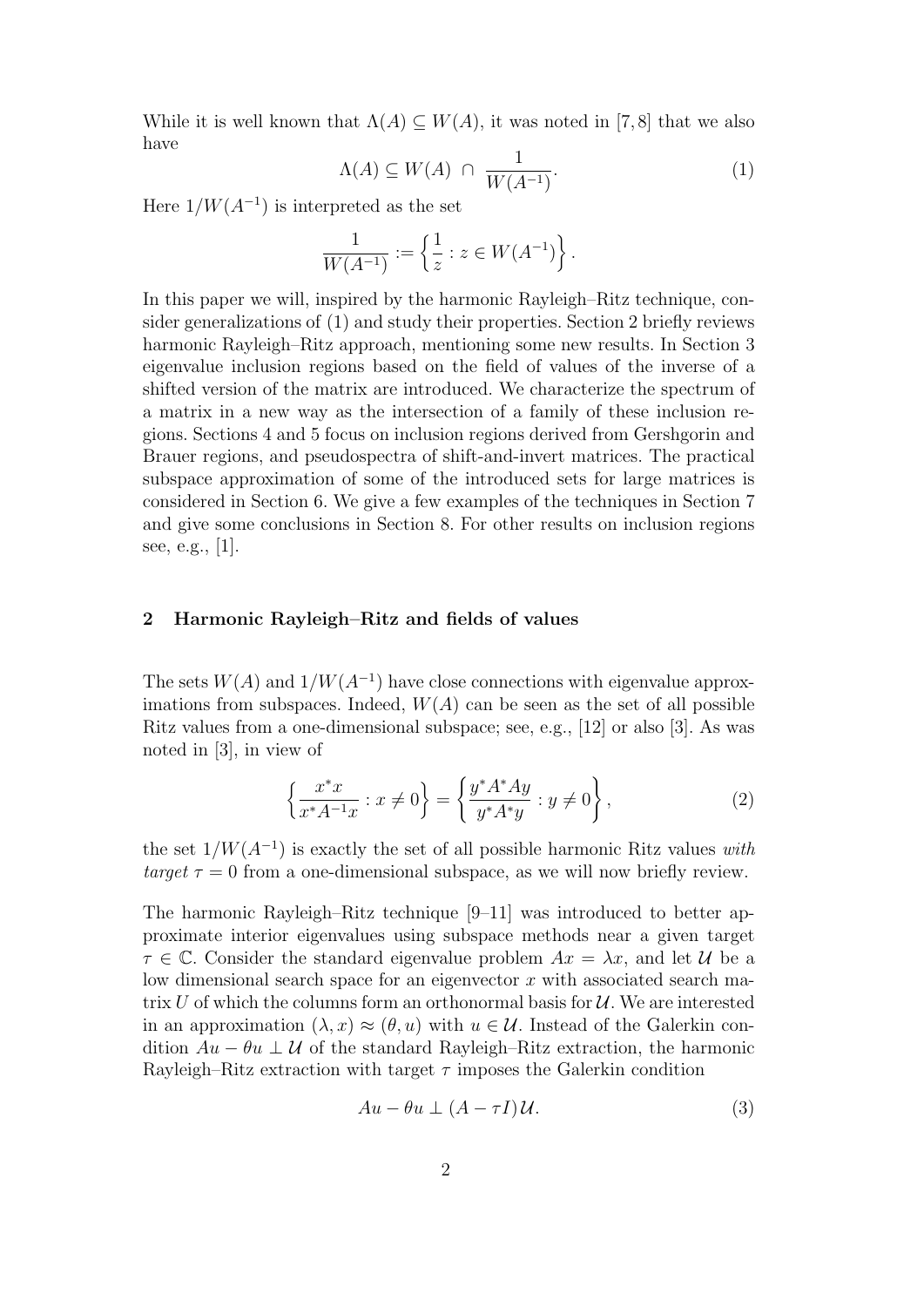While it is well known that $\Lambda(A) \subseteq W(A)$, it was noted in [7, 8] that we also have

$$\Lambda(A) \subseteq W(A) \ \cap \ \frac{1}{W(A^{-1})}. \tag{1}$$

Here $1/W(A^{-1})$ is interpreted as the set

$$\frac{1}{W(A^{-1})} := \left\{ \frac{1}{z} : z \in W(A^{-1}) \right\}.$$

In this paper we will, inspired by the harmonic Rayleigh–Ritz technique, consider generalizations of (1) and study their properties. Section 2 briefly reviews harmonic Rayleigh–Ritz approach, mentioning some new results. In Section 3 eigenvalue inclusion regions based on the field of values of the inverse of a shifted version of the matrix are introduced. We characterize the spectrum of a matrix in a new way as the intersection of a family of these inclusion regions. Sections 4 and 5 focus on inclusion regions derived from Gershgorin and Brauer regions, and pseudospectra of shift-and-invert matrices. The practical subspace approximation of some of the introduced sets for large matrices is considered in Section 6. We give a few examples of the techniques in Section 7 and give some conclusions in Section 8. For other results on inclusion regions see, e.g., [1].

## 2 Harmonic Rayleigh–Ritz and fields of values

The sets $W(A)$ and $1/W(A^{-1})$ have close connections with eigenvalue approximations from subspaces. Indeed, $W(A)$ can be seen as the set of all possible Ritz values from a one-dimensional subspace; see, e.g., [12] or also [3]. As was noted in [3], in view of

$$\left\{ \frac{x^*x}{x^*A^{-1}x} : x \neq 0 \right\} = \left\{ \frac{y^*A^*Ay}{y^*A^*y} : y \neq 0 \right\}, \tag{2}$$

the set $1/W(A^{-1})$ is exactly the set of all possible harmonic Ritz values *with target* $\tau = 0$ from a one-dimensional subspace, as we will now briefly review.

The harmonic Rayleigh–Ritz technique [9–11] was introduced to better approximate interior eigenvalues using subspace methods near a given target $\tau \in \mathbb{C}$. Consider the standard eigenvalue problem $Ax = \lambda x$, and let $\mathcal{U}$ be a low dimensional search space for an eigenvector $x$ with associated search matrix $U$ of which the columns form an orthonormal basis for $\mathcal{U}$. We are interested in an approximation $(\lambda, x) \approx (\theta, u)$ with $u \in \mathcal{U}$. Instead of the Galerkin condition $Au - \theta u \perp \mathcal{U}$ of the standard Rayleigh–Ritz extraction, the harmonic Rayleigh–Ritz extraction with target $\tau$ imposes the Galerkin condition

$$Au - \theta u \perp (A - \tau I)\mathcal{U}. \tag{3}$$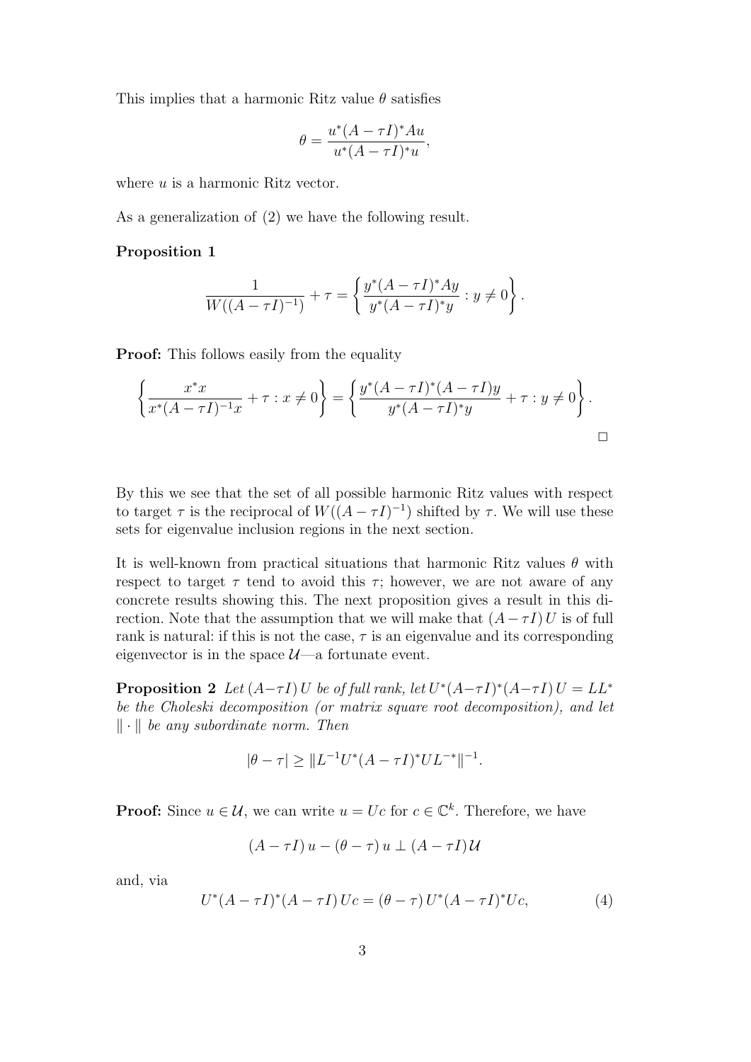This implies that a harmonic Ritz value $\theta$ satisfies

$$\theta = \frac{u^*(A-\tau I)^*Au}{u^*(A-\tau I)^*u},$$

where $u$ is a harmonic Ritz vector.

As a generalization of (2) we have the following result.

**Proposition 1**

$$\frac{1}{W((A-\tau I)^{-1})} + \tau = \left\{ \frac{y^*(A-\tau I)^*Ay}{y^*(A-\tau I)^*y} : y \neq 0 \right\}.$$

**Proof:** This follows easily from the equality

$$\left\{ \frac{x^*x}{x^*(A-\tau I)^{-1}x} + \tau : x \neq 0 \right\} = \left\{ \frac{y^*(A-\tau I)^*(A-\tau I)y}{y^*(A-\tau I)^*y} + \tau : y \neq 0 \right\}.$$

□

By this we see that the set of all possible harmonic Ritz values with respect to target $\tau$ is the reciprocal of $W((A-\tau I)^{-1})$ shifted by $\tau$. We will use these sets for eigenvalue inclusion regions in the next section.

It is well-known from practical situations that harmonic Ritz values $\theta$ with respect to target $\tau$ tend to avoid this $\tau$; however, we are not aware of any concrete results showing this. The next proposition gives a result in this direction. Note that the assumption that we will make that $(A-\tau I)\,U$ is of full rank is natural: if this is not the case, $\tau$ is an eigenvalue and its corresponding eigenvector is in the space $\mathcal{U}$—a fortunate event.

**Proposition 2** *Let $(A-\tau I)\,U$ be of full rank, let $U^*(A-\tau I)^*(A-\tau I)\,U = LL^*$ be the Choleski decomposition (or matrix square root decomposition), and let $\|\cdot\|$ be any subordinate norm. Then*

$$|\theta - \tau| \geq \|L^{-1}U^*(A-\tau I)^*UL^{-*}\|^{-1}.$$

**Proof:** Since $u \in \mathcal{U}$, we can write $u = Uc$ for $c \in \mathbb{C}^k$. Therefore, we have

$$(A-\tau I)\,u - (\theta-\tau)\,u \perp (A-\tau I)\,\mathcal{U}$$

and, via

$$U^*(A-\tau I)^*(A-\tau I)\,Uc = (\theta-\tau)\,U^*(A-\tau I)^*Uc, \tag{4}$$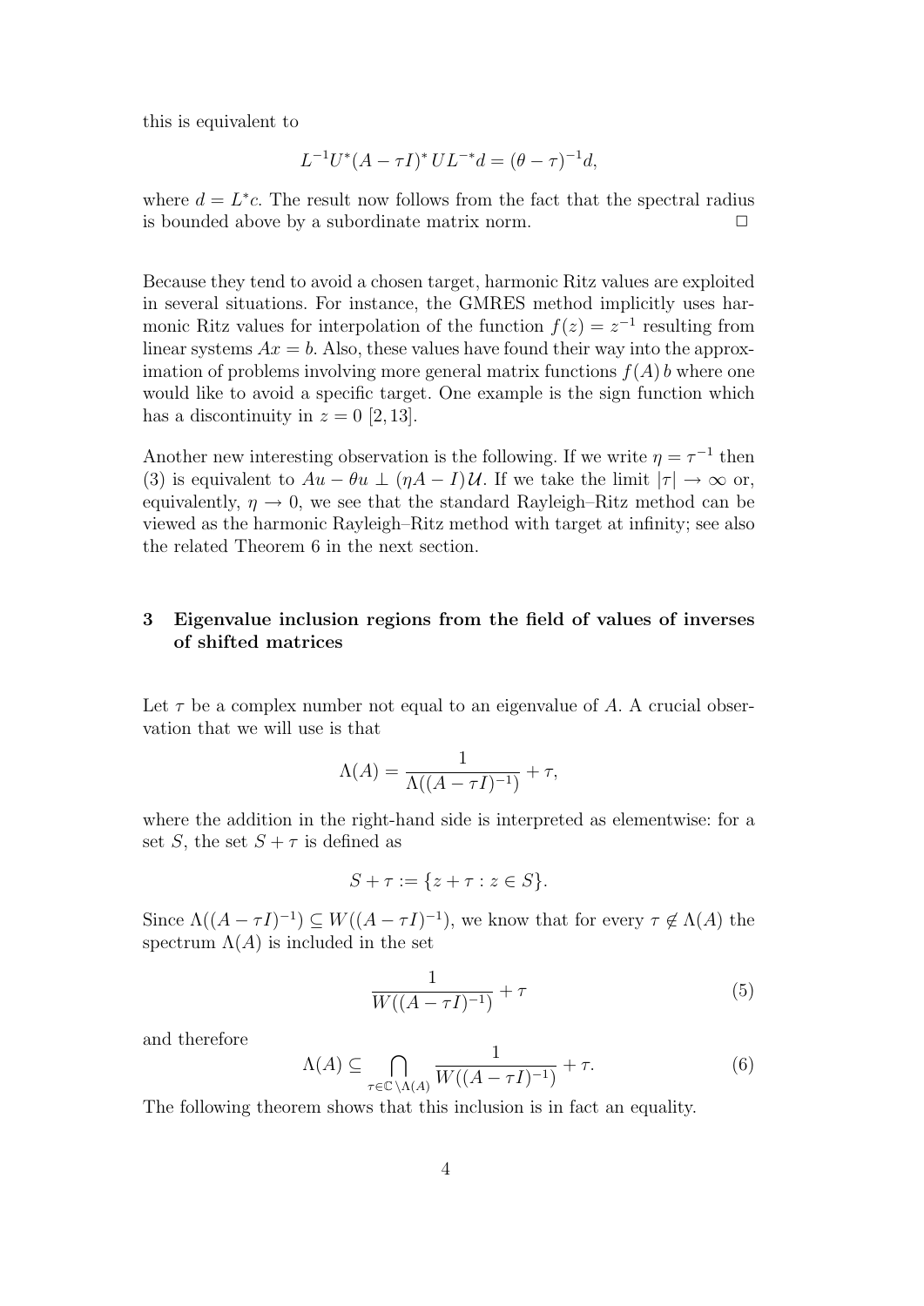this is equivalent to

$$L^{-1}U^*(A-\tau I)^*UL^{-*}d = (\theta-\tau)^{-1}d,$$

where $d = L^*c$. The result now follows from the fact that the spectral radius is bounded above by a subordinate matrix norm. □

Because they tend to avoid a chosen target, harmonic Ritz values are exploited in several situations. For instance, the GMRES method implicitly uses harmonic Ritz values for interpolation of the function $f(z) = z^{-1}$ resulting from linear systems $Ax = b$. Also, these values have found their way into the approximation of problems involving more general matrix functions $f(A)\,b$ where one would like to avoid a specific target. One example is the sign function which has a discontinuity in $z = 0$ [2, 13].

Another new interesting observation is the following. If we write $\eta = \tau^{-1}$ then (3) is equivalent to $Au - \theta u \perp (\eta A - I)\mathcal{U}$. If we take the limit $|\tau| \to \infty$ or, equivalently, $\eta \to 0$, we see that the standard Rayleigh–Ritz method can be viewed as the harmonic Rayleigh–Ritz method with target at infinity; see also the related Theorem 6 in the next section.

## 3 Eigenvalue inclusion regions from the field of values of inverses of shifted matrices

Let $\tau$ be a complex number not equal to an eigenvalue of $A$. A crucial observation that we will use is that

$$\Lambda(A) = \frac{1}{\Lambda((A-\tau I)^{-1})} + \tau,$$

where the addition in the right-hand side is interpreted as elementwise: for a set $S$, the set $S + \tau$ is defined as

$$S + \tau := \{z + \tau : z \in S\}.$$

Since $\Lambda((A-\tau I)^{-1}) \subseteq W((A-\tau I)^{-1})$, we know that for every $\tau \notin \Lambda(A)$ the spectrum $\Lambda(A)$ is included in the set

$$\frac{1}{W((A-\tau I)^{-1})} + \tau \tag{5}$$

and therefore

$$\Lambda(A) \subseteq \bigcap_{\tau \in \mathbb{C}\setminus\Lambda(A)} \frac{1}{W((A-\tau I)^{-1})} + \tau. \tag{6}$$

The following theorem shows that this inclusion is in fact an equality.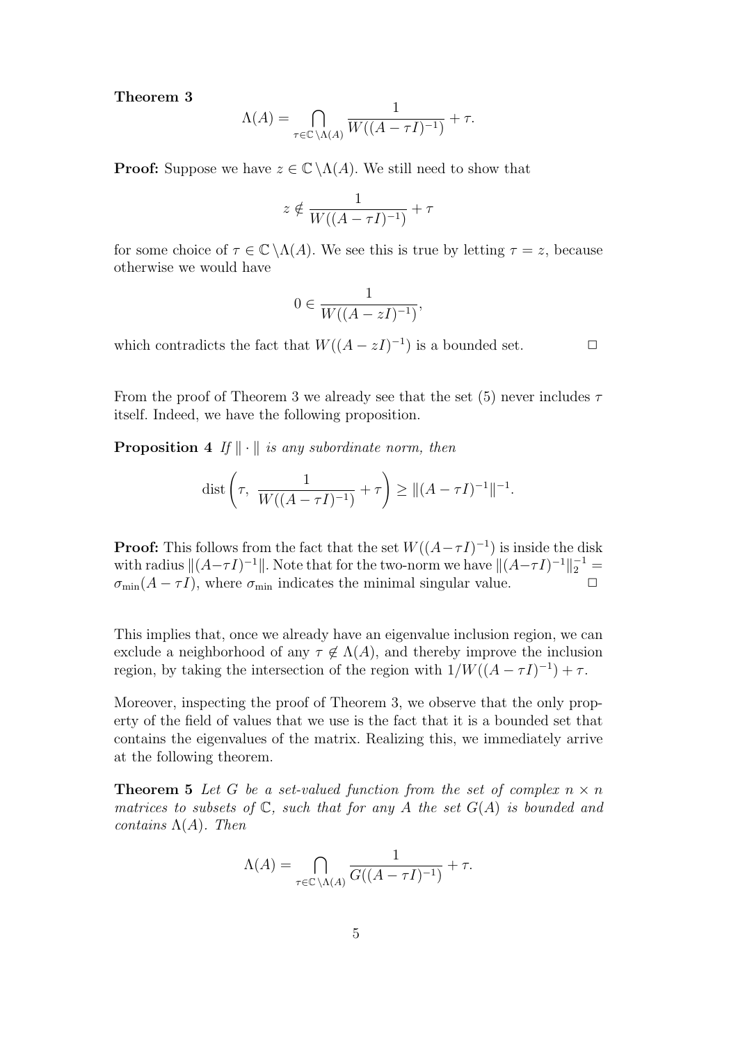**Theorem 3**

$$\Lambda(A) = \bigcap_{\tau \in \mathbb{C} \setminus \Lambda(A)} \frac{1}{W((A - \tau I)^{-1})} + \tau.$$

**Proof:** Suppose we have $z \in \mathbb{C} \setminus \Lambda(A)$. We still need to show that

$$z \notin \frac{1}{W((A - \tau I)^{-1})} + \tau$$

for some choice of $\tau \in \mathbb{C} \setminus \Lambda(A)$. We see this is true by letting $\tau = z$, because otherwise we would have

$$0 \in \frac{1}{W((A - zI)^{-1})},$$

which contradicts the fact that $W((A - zI)^{-1})$ is a bounded set. $\square$

From the proof of Theorem 3 we already see that the set (5) never includes $\tau$ itself. Indeed, we have the following proposition.

**Proposition 4** *If $\| \cdot \|$ is any subordinate norm, then*

$$\operatorname{dist}\left(\tau,\ \frac{1}{W((A - \tau I)^{-1})} + \tau\right) \geq \|(A - \tau I)^{-1}\|^{-1}.$$

**Proof:** This follows from the fact that the set $W((A - \tau I)^{-1})$ is inside the disk with radius $\|(A - \tau I)^{-1}\|$. Note that for the two-norm we have $\|(A - \tau I)^{-1}\|_2^{-1} = \sigma_{\min}(A - \tau I)$, where $\sigma_{\min}$ indicates the minimal singular value. $\square$

This implies that, once we already have an eigenvalue inclusion region, we can exclude a neighborhood of any $\tau \notin \Lambda(A)$, and thereby improve the inclusion region, by taking the intersection of the region with $1/W((A - \tau I)^{-1}) + \tau$.

Moreover, inspecting the proof of Theorem 3, we observe that the only property of the field of values that we use is the fact that it is a bounded set that contains the eigenvalues of the matrix. Realizing this, we immediately arrive at the following theorem.

**Theorem 5** *Let $G$ be a set-valued function from the set of complex $n \times n$ matrices to subsets of $\mathbb{C}$, such that for any $A$ the set $G(A)$ is bounded and contains $\Lambda(A)$. Then*

$$\Lambda(A) = \bigcap_{\tau \in \mathbb{C} \setminus \Lambda(A)} \frac{1}{G((A - \tau I)^{-1})} + \tau.$$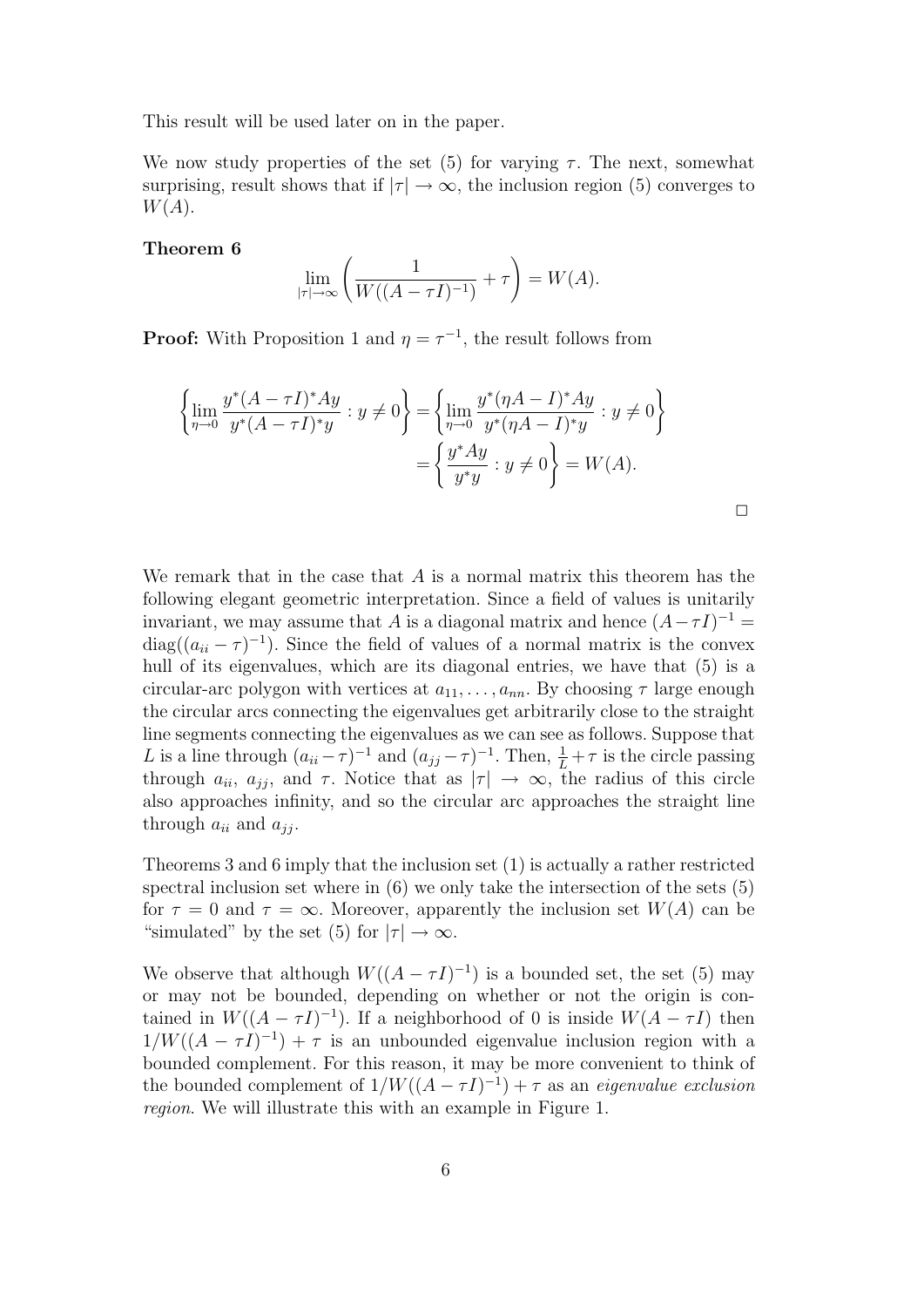This result will be used later on in the paper.

We now study properties of the set (5) for varying $\tau$. The next, somewhat surprising, result shows that if $|\tau| \to \infty$, the inclusion region (5) converges to $W(A)$.

**Theorem 6**

$$\lim_{|\tau|\to\infty} \left( \frac{1}{W((A-\tau I)^{-1})} + \tau \right) = W(A).$$

**Proof:** With Proposition 1 and $\eta = \tau^{-1}$, the result follows from

$$\begin{aligned}
\left\{ \lim_{\eta \to 0} \frac{y^*(A-\tau I)^* A y}{y^*(A-\tau I)^* y} : y \neq 0 \right\} &= \left\{ \lim_{\eta \to 0} \frac{y^*(\eta A - I)^* A y}{y^*(\eta A - I)^* y} : y \neq 0 \right\} \\
&= \left\{ \frac{y^* A y}{y^* y} : y \neq 0 \right\} = W(A).
\end{aligned}$$

□

We remark that in the case that $A$ is a normal matrix this theorem has the following elegant geometric interpretation. Since a field of values is unitarily invariant, we may assume that $A$ is a diagonal matrix and hence $(A-\tau I)^{-1} = \operatorname{diag}((a_{ii}-\tau)^{-1})$. Since the field of values of a normal matrix is the convex hull of its eigenvalues, which are its diagonal entries, we have that (5) is a circular-arc polygon with vertices at $a_{11}, \ldots, a_{nn}$. By choosing $\tau$ large enough the circular arcs connecting the eigenvalues get arbitrarily close to the straight line segments connecting the eigenvalues as we can see as follows. Suppose that $L$ is a line through $(a_{ii}-\tau)^{-1}$ and $(a_{jj}-\tau)^{-1}$. Then, $\frac{1}{L} + \tau$ is the circle passing through $a_{ii}$, $a_{jj}$, and $\tau$. Notice that as $|\tau| \to \infty$, the radius of this circle also approaches infinity, and so the circular arc approaches the straight line through $a_{ii}$ and $a_{jj}$.

Theorems 3 and 6 imply that the inclusion set (1) is actually a rather restricted spectral inclusion set where in (6) we only take the intersection of the sets (5) for $\tau = 0$ and $\tau = \infty$. Moreover, apparently the inclusion set $W(A)$ can be "simulated" by the set (5) for $|\tau| \to \infty$.

We observe that although $W((A-\tau I)^{-1})$ is a bounded set, the set (5) may or may not be bounded, depending on whether or not the origin is contained in $W((A-\tau I)^{-1})$. If a neighborhood of 0 is inside $W(A-\tau I)$ then $1/W((A-\tau I)^{-1}) + \tau$ is an unbounded eigenvalue inclusion region with a bounded complement. For this reason, it may be more convenient to think of the bounded complement of $1/W((A-\tau I)^{-1}) + \tau$ as an *eigenvalue exclusion region*. We will illustrate this with an example in Figure 1.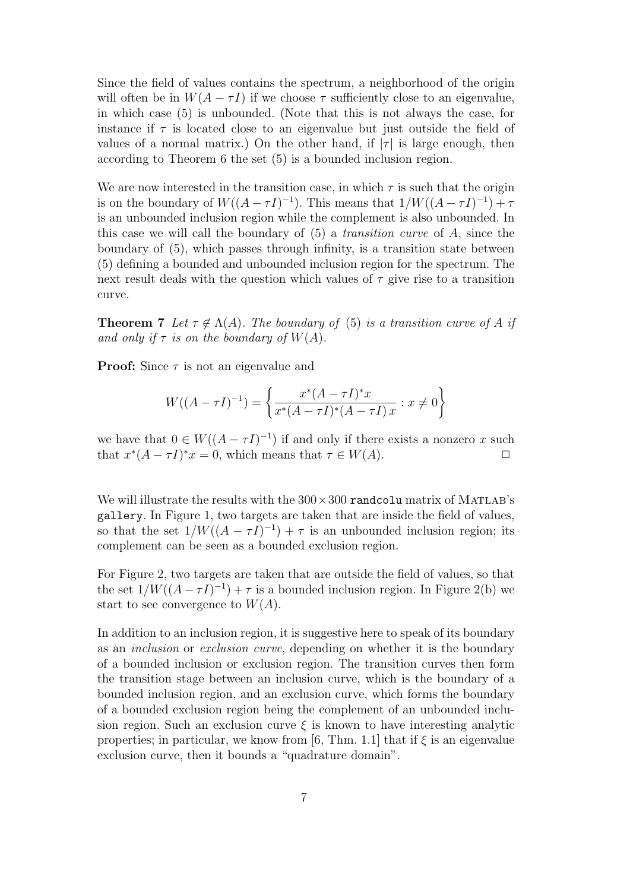Since the field of values contains the spectrum, a neighborhood of the origin will often be in $W(A - \tau I)$ if we choose $\tau$ sufficiently close to an eigenvalue, in which case (5) is unbounded. (Note that this is not always the case, for instance if $\tau$ is located close to an eigenvalue but just outside the field of values of a normal matrix.) On the other hand, if $|\tau|$ is large enough, then according to Theorem 6 the set (5) is a bounded inclusion region.

We are now interested in the transition case, in which $\tau$ is such that the origin is on the boundary of $W((A - \tau I)^{-1})$. This means that $1/W((A - \tau I)^{-1}) + \tau$ is an unbounded inclusion region while the complement is also unbounded. In this case we will call the boundary of (5) a *transition curve* of $A$, since the boundary of (5), which passes through infinity, is a transition state between (5) defining a bounded and unbounded inclusion region for the spectrum. The next result deals with the question which values of $\tau$ give rise to a transition curve.

**Theorem 7** *Let $\tau \notin \Lambda(A)$. The boundary of (5) is a transition curve of $A$ if and only if $\tau$ is on the boundary of $W(A)$.*

**Proof:** Since $\tau$ is not an eigenvalue and

$$W((A - \tau I)^{-1}) = \left\{ \frac{x^*(A - \tau I)^* x}{x^*(A - \tau I)^*(A - \tau I)\, x} : x \neq 0 \right\}$$

we have that $0 \in W((A - \tau I)^{-1})$ if and only if there exists a nonzero $x$ such that $x^*(A - \tau I)^* x = 0$, which means that $\tau \in W(A)$. $\square$

We will illustrate the results with the $300 \times 300$ `randcolu` matrix of MATLAB's `gallery`. In Figure 1, two targets are taken that are inside the field of values, so that the set $1/W((A - \tau I)^{-1}) + \tau$ is an unbounded inclusion region; its complement can be seen as a bounded exclusion region.

For Figure 2, two targets are taken that are outside the field of values, so that the set $1/W((A - \tau I)^{-1}) + \tau$ is a bounded inclusion region. In Figure 2(b) we start to see convergence to $W(A)$.

In addition to an inclusion region, it is suggestive here to speak of its boundary as an *inclusion* or *exclusion curve*, depending on whether it is the boundary of a bounded inclusion or exclusion region. The transition curves then form the transition stage between an inclusion curve, which is the boundary of a bounded inclusion region, and an exclusion curve, which forms the boundary of a bounded exclusion region being the complement of an unbounded inclusion region. Such an exclusion curve $\xi$ is known to have interesting analytic properties; in particular, we know from [6, Thm. 1.1] that if $\xi$ is an eigenvalue exclusion curve, then it bounds a "quadrature domain".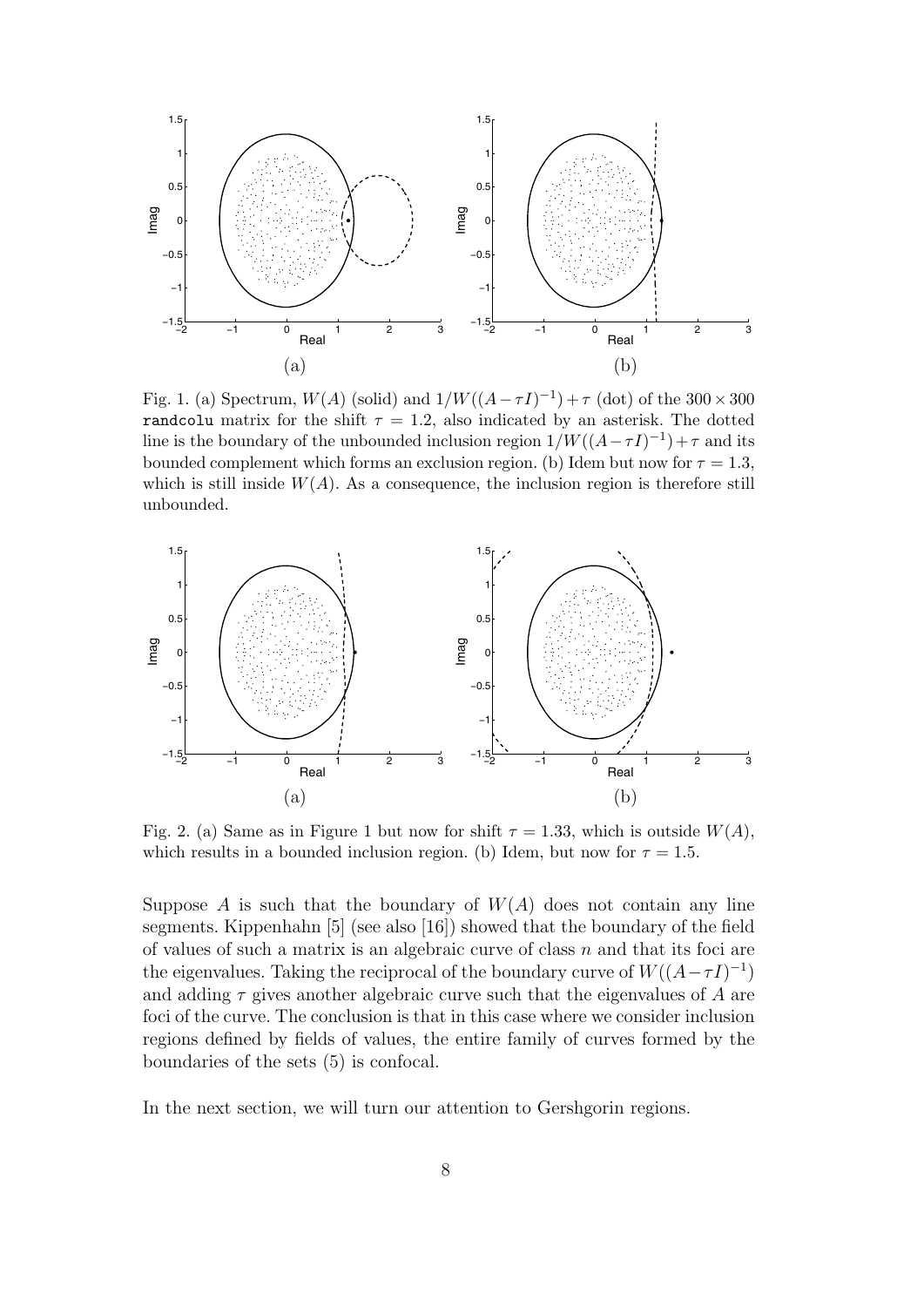Fig. 1. (a) Spectrum, $W(A)$ (solid) and $1/W((A-\tau I)^{-1})+\tau$ (dot) of the $300 \times 300$ `randcolu` matrix for the shift $\tau = 1.2$, also indicated by an asterisk. The dotted line is the boundary of the unbounded inclusion region $1/W((A-\tau I)^{-1})+\tau$ and its bounded complement which forms an exclusion region. (b) Idem but now for $\tau = 1.3$, which is still inside $W(A)$. As a consequence, the inclusion region is therefore still unbounded.

Fig. 2. (a) Same as in Figure 1 but now for shift $\tau = 1.33$, which is outside $W(A)$, which results in a bounded inclusion region. (b) Idem, but now for $\tau = 1.5$.

Suppose $A$ is such that the boundary of $W(A)$ does not contain any line segments. Kippenhahn [5] (see also [16]) showed that the boundary of the field of values of such a matrix is an algebraic curve of class $n$ and that its foci are the eigenvalues. Taking the reciprocal of the boundary curve of $W((A-\tau I)^{-1})$ and adding $\tau$ gives another algebraic curve such that the eigenvalues of $A$ are foci of the curve. The conclusion is that in this case where we consider inclusion regions defined by fields of values, the entire family of curves formed by the boundaries of the sets (5) is confocal.

In the next section, we will turn our attention to Gershgorin regions.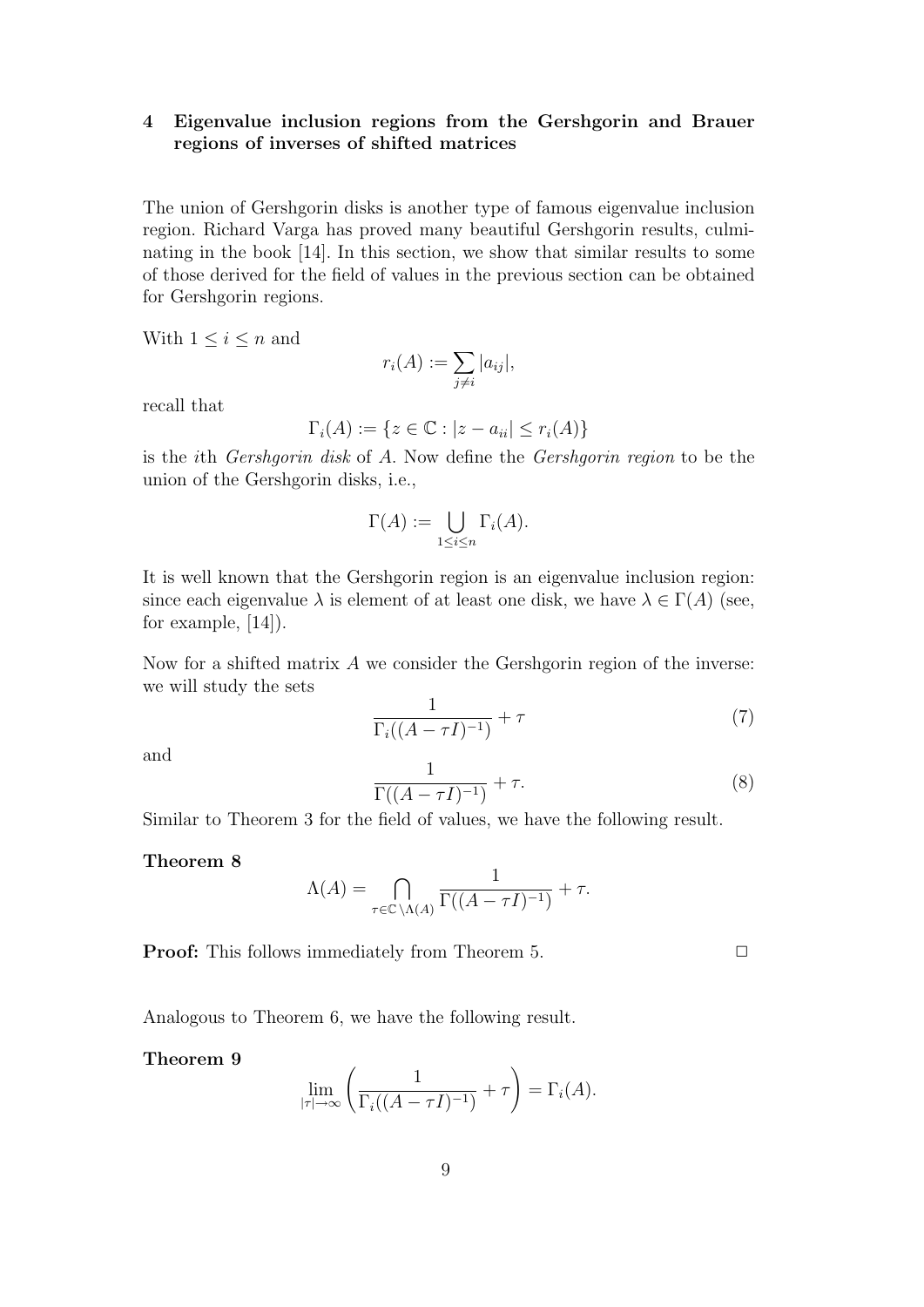## 4 Eigenvalue inclusion regions from the Gershgorin and Brauer regions of inverses of shifted matrices

The union of Gershgorin disks is another type of famous eigenvalue inclusion region. Richard Varga has proved many beautiful Gershgorin results, culminating in the book [14]. In this section, we show that similar results to some of those derived for the field of values in the previous section can be obtained for Gershgorin regions.

With $1 \le i \le n$ and

$$r_i(A) := \sum_{j \neq i} |a_{ij}|,$$

recall that

$$\Gamma_i(A) := \{z \in \mathbb{C} : |z - a_{ii}| \le r_i(A)\}$$

is the $i$th *Gershgorin disk* of $A$. Now define the *Gershgorin region* to be the union of the Gershgorin disks, i.e.,

$$\Gamma(A) := \bigcup_{1 \le i \le n} \Gamma_i(A).$$

It is well known that the Gershgorin region is an eigenvalue inclusion region: since each eigenvalue $\lambda$ is element of at least one disk, we have $\lambda \in \Gamma(A)$ (see, for example, [14]).

Now for a shifted matrix $A$ we consider the Gershgorin region of the inverse: we will study the sets

$$\frac{1}{\Gamma_i((A - \tau I)^{-1})} + \tau \tag{7}$$

and

$$\frac{1}{\Gamma((A - \tau I)^{-1})} + \tau. \tag{8}$$

Similar to Theorem 3 for the field of values, we have the following result.

**Theorem 8**

$$\Lambda(A) = \bigcap_{\tau \in \mathbb{C} \setminus \Lambda(A)} \frac{1}{\Gamma((A - \tau I)^{-1})} + \tau.$$

**Proof:** This follows immediately from Theorem 5. □

Analogous to Theorem 6, we have the following result.

**Theorem 9**

$$\lim_{|\tau| \to \infty} \left( \frac{1}{\Gamma_i((A - \tau I)^{-1})} + \tau \right) = \Gamma_i(A).$$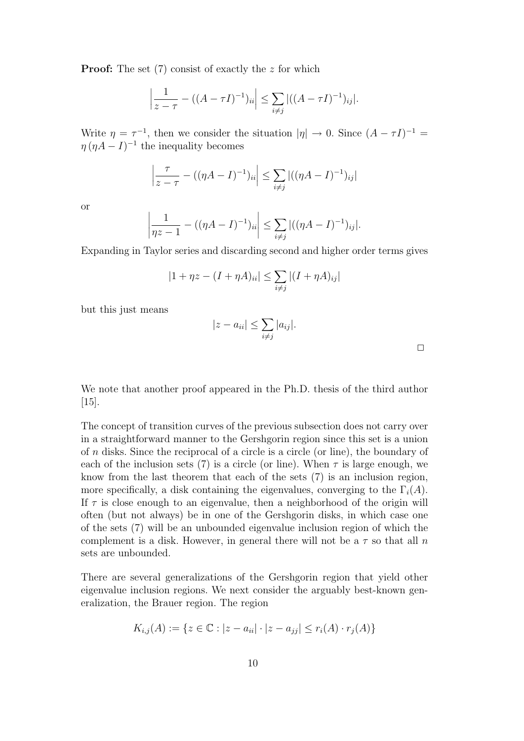**Proof:** The set (7) consist of exactly the $z$ for which

$$\left|\frac{1}{z-\tau} - ((A-\tau I)^{-1})_{ii}\right| \leq \sum_{i\neq j} |((A-\tau I)^{-1})_{ij}|.$$

Write $\eta = \tau^{-1}$, then we consider the situation $|\eta| \to 0$. Since $(A-\tau I)^{-1} = \eta\,(\eta A - I)^{-1}$ the inequality becomes

$$\left|\frac{\tau}{z-\tau} - ((\eta A - I)^{-1})_{ii}\right| \leq \sum_{i\neq j} |((\eta A - I)^{-1})_{ij}|$$

or

$$\left|\frac{1}{\eta z - 1} - ((\eta A - I)^{-1})_{ii}\right| \leq \sum_{i\neq j} |((\eta A - I)^{-1})_{ij}|.$$

Expanding in Taylor series and discarding second and higher order terms gives

$$|1 + \eta z - (I + \eta A)_{ii}| \leq \sum_{i\neq j} |(I + \eta A)_{ij}|$$

but this just means

$$|z - a_{ii}| \leq \sum_{i\neq j} |a_{ij}|.$$

□

We note that another proof appeared in the Ph.D. thesis of the third author [15].

The concept of transition curves of the previous subsection does not carry over in a straightforward manner to the Gershgorin region since this set is a union of $n$ disks. Since the reciprocal of a circle is a circle (or line), the boundary of each of the inclusion sets (7) is a circle (or line). When $\tau$ is large enough, we know from the last theorem that each of the sets (7) is an inclusion region, more specifically, a disk containing the eigenvalues, converging to the $\Gamma_i(A)$. If $\tau$ is close enough to an eigenvalue, then a neighborhood of the origin will often (but not always) be in one of the Gershgorin disks, in which case one of the sets (7) will be an unbounded eigenvalue inclusion region of which the complement is a disk. However, in general there will not be a $\tau$ so that all $n$ sets are unbounded.

There are several generalizations of the Gershgorin region that yield other eigenvalue inclusion regions. We next consider the arguably best-known generalization, the Brauer region. The region

$$K_{i,j}(A) := \{z \in \mathbb{C} : |z - a_{ii}| \cdot |z - a_{jj}| \leq r_i(A) \cdot r_j(A)\}$$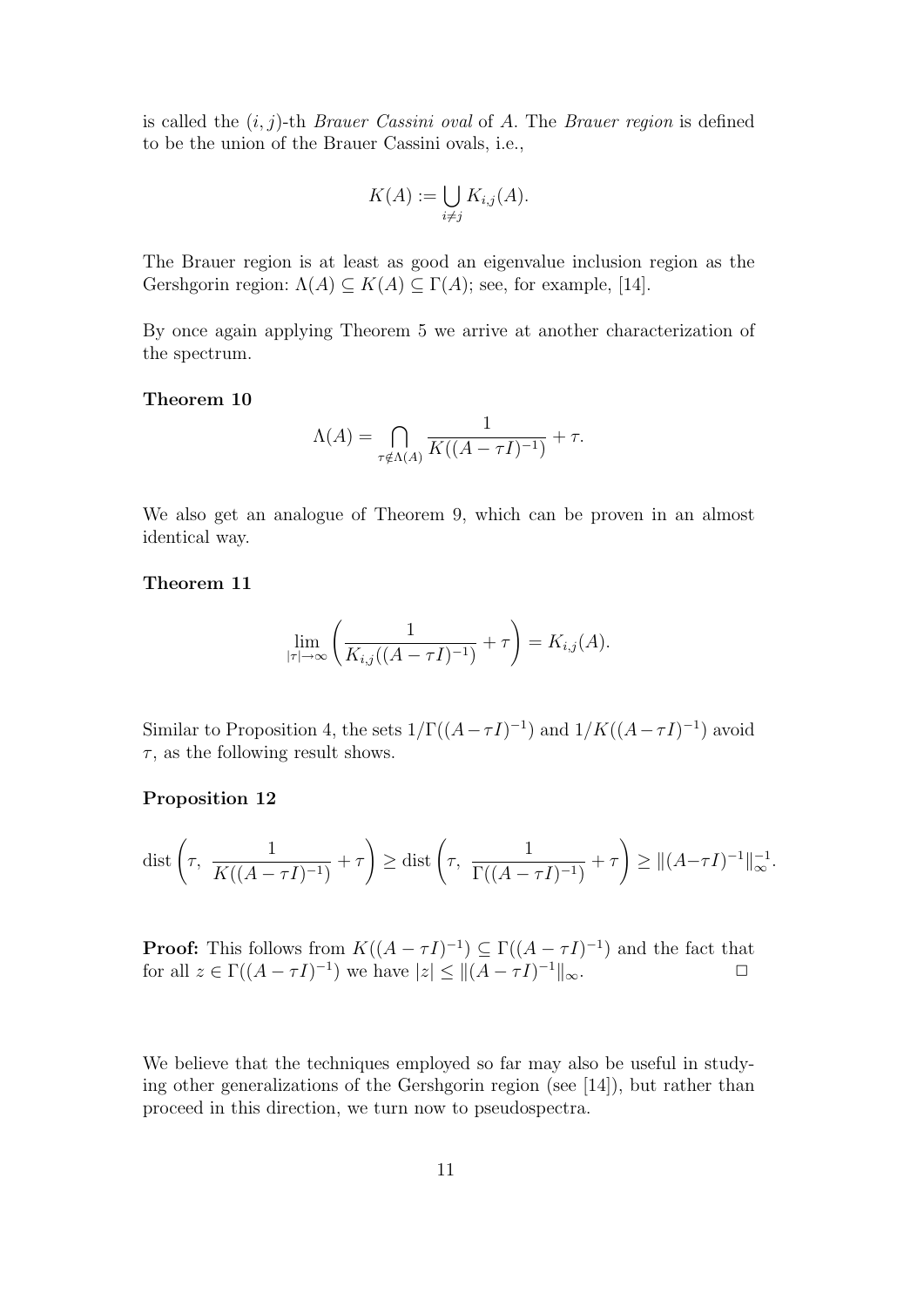is called the $(i, j)$-th *Brauer Cassini oval* of $A$. The *Brauer region* is defined to be the union of the Brauer Cassini ovals, i.e.,

$$K(A) := \bigcup_{i \neq j} K_{i,j}(A).$$

The Brauer region is at least as good an eigenvalue inclusion region as the Gershgorin region: $\Lambda(A) \subseteq K(A) \subseteq \Gamma(A)$; see, for example, [14].

By once again applying Theorem 5 we arrive at another characterization of the spectrum.

**Theorem 10**

$$\Lambda(A) = \bigcap_{\tau \notin \Lambda(A)} \frac{1}{K((A - \tau I)^{-1})} + \tau.$$

We also get an analogue of Theorem 9, which can be proven in an almost identical way.

**Theorem 11**

$$\lim_{|\tau| \to \infty} \left( \frac{1}{K_{i,j}((A - \tau I)^{-1})} + \tau \right) = K_{i,j}(A).$$

Similar to Proposition 4, the sets $1/\Gamma((A-\tau I)^{-1})$ and $1/K((A-\tau I)^{-1})$ avoid $\tau$, as the following result shows.

**Proposition 12**

$$\text{dist}\left(\tau,\ \frac{1}{K((A - \tau I)^{-1})} + \tau\right) \geq \text{dist}\left(\tau,\ \frac{1}{\Gamma((A - \tau I)^{-1})} + \tau\right) \geq \|(A - \tau I)^{-1}\|_\infty^{-1}.$$

**Proof:** This follows from $K((A - \tau I)^{-1}) \subseteq \Gamma((A - \tau I)^{-1})$ and the fact that for all $z \in \Gamma((A - \tau I)^{-1})$ we have $|z| \leq \|(A - \tau I)^{-1}\|_\infty$. □

We believe that the techniques employed so far may also be useful in studying other generalizations of the Gershgorin region (see [14]), but rather than proceed in this direction, we turn now to pseudospectra.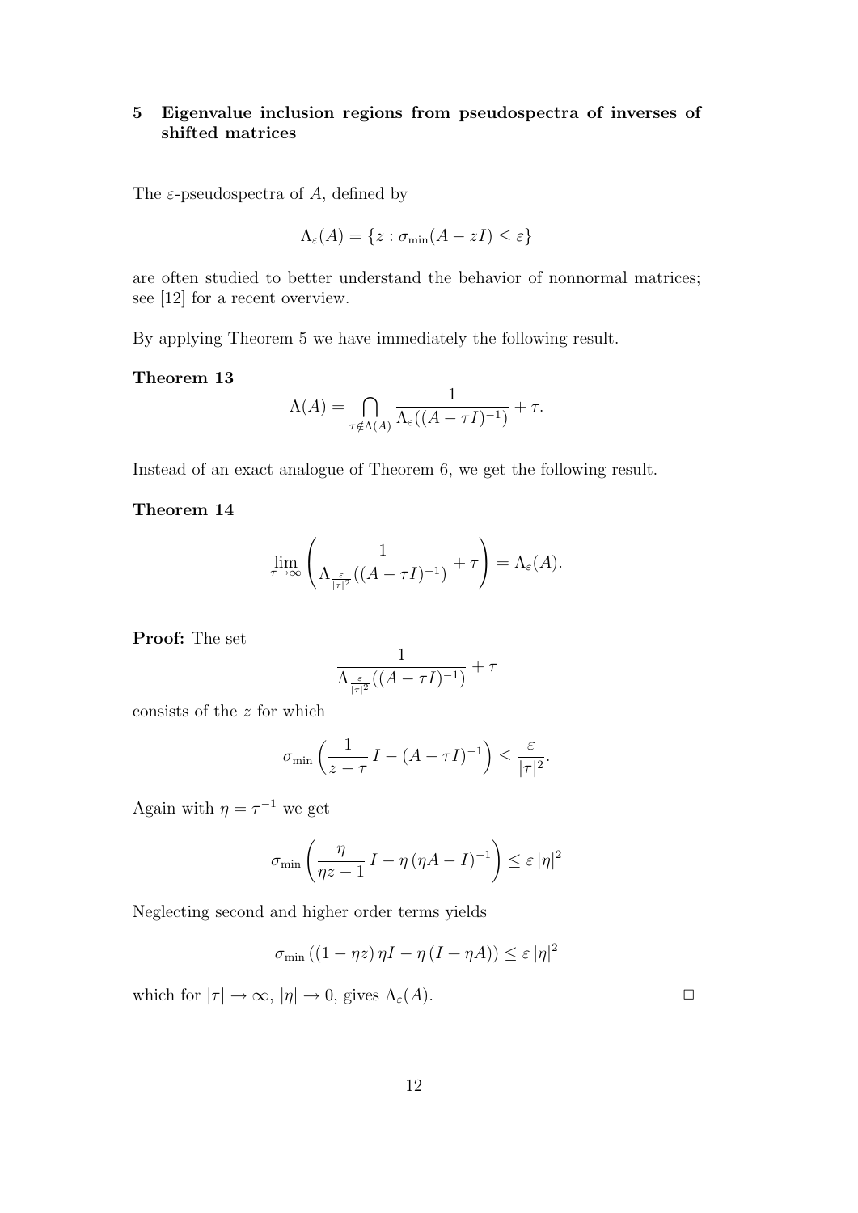## 5 Eigenvalue inclusion regions from pseudospectra of inverses of shifted matrices

The $\varepsilon$-pseudospectra of $A$, defined by

$$\Lambda_\varepsilon(A) = \{z : \sigma_{\min}(A - zI) \leq \varepsilon\}$$

are often studied to better understand the behavior of nonnormal matrices; see [12] for a recent overview.

By applying Theorem 5 we have immediately the following result.

**Theorem 13**

$$\Lambda(A) = \bigcap_{\tau \notin \Lambda(A)} \frac{1}{\Lambda_\varepsilon((A - \tau I)^{-1})} + \tau.$$

Instead of an exact analogue of Theorem 6, we get the following result.

**Theorem 14**

$$\lim_{\tau \to \infty} \left( \frac{1}{\Lambda_{\frac{\varepsilon}{|\tau|^2}}((A - \tau I)^{-1})} + \tau \right) = \Lambda_\varepsilon(A).$$

**Proof:** The set

$$\frac{1}{\Lambda_{\frac{\varepsilon}{|\tau|^2}}((A - \tau I)^{-1})} + \tau$$

consists of the $z$ for which

$$\sigma_{\min}\left(\frac{1}{z - \tau}\, I - (A - \tau I)^{-1}\right) \leq \frac{\varepsilon}{|\tau|^2}.$$

Again with $\eta = \tau^{-1}$ we get

$$\sigma_{\min}\left(\frac{\eta}{\eta z - 1}\, I - \eta\, (\eta A - I)^{-1}\right) \leq \varepsilon\, |\eta|^2$$

Neglecting second and higher order terms yields

$$\sigma_{\min}\left((1 - \eta z)\, \eta I - \eta\, (I + \eta A)\right) \leq \varepsilon\, |\eta|^2$$

which for $|\tau| \to \infty$, $|\eta| \to 0$, gives $\Lambda_\varepsilon(A)$. □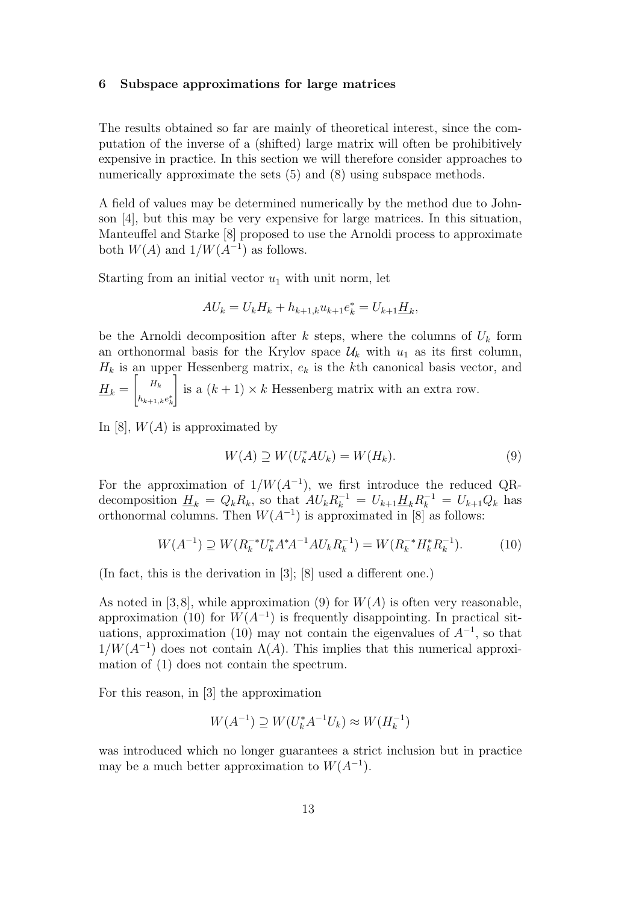## 6 Subspace approximations for large matrices

The results obtained so far are mainly of theoretical interest, since the computation of the inverse of a (shifted) large matrix will often be prohibitively expensive in practice. In this section we will therefore consider approaches to numerically approximate the sets (5) and (8) using subspace methods.

A field of values may be determined numerically by the method due to Johnson [4], but this may be very expensive for large matrices. In this situation, Manteuffel and Starke [8] proposed to use the Arnoldi process to approximate both $W(A)$ and $1/W(A^{-1})$ as follows.

Starting from an initial vector $u_1$ with unit norm, let

$$AU_k = U_k H_k + h_{k+1,k} u_{k+1} e_k^* = U_{k+1} \underline{H}_k,$$

be the Arnoldi decomposition after $k$ steps, where the columns of $U_k$ form an orthonormal basis for the Krylov space $\mathcal{U}_k$ with $u_1$ as its first column, $H_k$ is an upper Hessenberg matrix, $e_k$ is the $k$th canonical basis vector, and $\underline{H}_k = \begin{bmatrix} H_k \\ h_{k+1,k} e_k^* \end{bmatrix}$ is a $(k+1) \times k$ Hessenberg matrix with an extra row.

In [8], $W(A)$ is approximated by

$$W(A) \supseteq W(U_k^* A U_k) = W(H_k). \tag{9}$$

For the approximation of $1/W(A^{-1})$, we first introduce the reduced QR-decomposition $\underline{H}_k = Q_k R_k$, so that $AU_k R_k^{-1} = U_{k+1} \underline{H}_k R_k^{-1} = U_{k+1} Q_k$ has orthonormal columns. Then $W(A^{-1})$ is approximated in [8] as follows:

$$W(A^{-1}) \supseteq W(R_k^{-*} U_k^* A^* A^{-1} A U_k R_k^{-1}) = W(R_k^{-*} H_k^* R_k^{-1}). \tag{10}$$

(In fact, this is the derivation in [3]; [8] used a different one.)

As noted in [3,8], while approximation (9) for $W(A)$ is often very reasonable, approximation (10) for $W(A^{-1})$ is frequently disappointing. In practical situations, approximation (10) may not contain the eigenvalues of $A^{-1}$, so that $1/W(A^{-1})$ does not contain $\Lambda(A)$. This implies that this numerical approximation of (1) does not contain the spectrum.

For this reason, in [3] the approximation

$$W(A^{-1}) \supseteq W(U_k^* A^{-1} U_k) \approx W(H_k^{-1})$$

was introduced which no longer guarantees a strict inclusion but in practice may be a much better approximation to $W(A^{-1})$.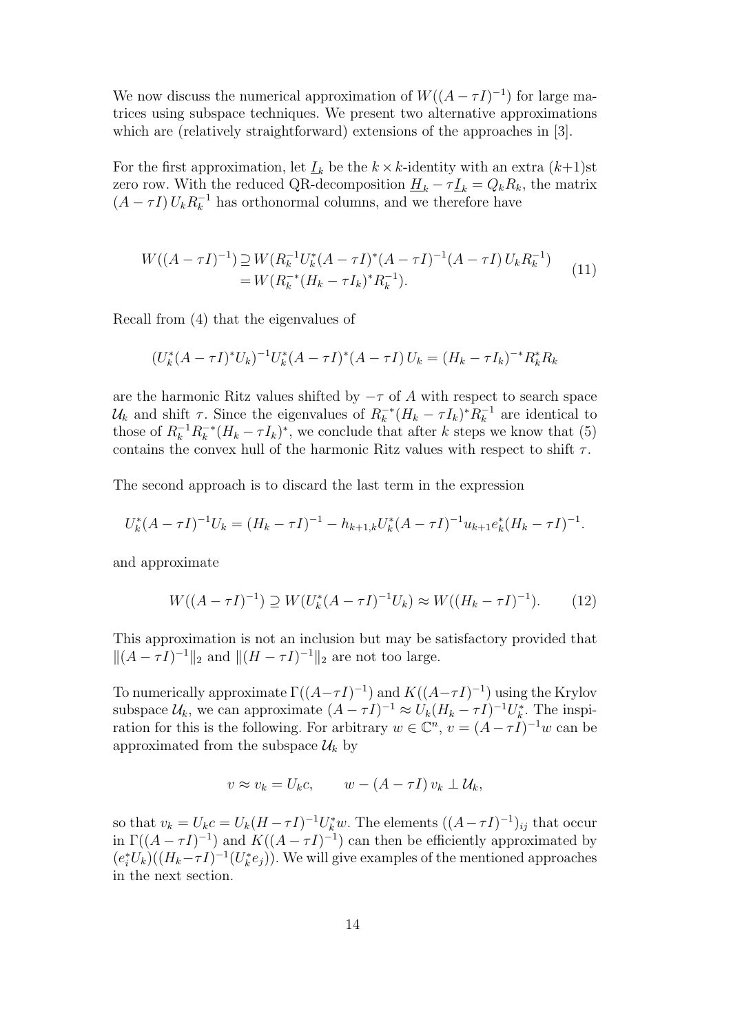We now discuss the numerical approximation of $W((A - \tau I)^{-1})$ for large matrices using subspace techniques. We present two alternative approximations which are (relatively straightforward) extensions of the approaches in [3].

For the first approximation, let $\underline{I}_k$ be the $k \times k$-identity with an extra $(k+1)$st zero row. With the reduced QR-decomposition $\underline{H}_k - \tau \underline{I}_k = Q_k R_k$, the matrix $(A - \tau I)\, U_k R_k^{-1}$ has orthonormal columns, and we therefore have

$$
\begin{aligned}
W((A - \tau I)^{-1}) &\supseteq W(R_k^{-1} U_k^* (A - \tau I)^* (A - \tau I)^{-1} (A - \tau I)\, U_k R_k^{-1}) \\
&= W(R_k^{-*} (H_k - \tau I_k)^* R_k^{-1}).
\end{aligned}
\tag{11}
$$

Recall from (4) that the eigenvalues of

$$
(U_k^* (A - \tau I)^* U_k)^{-1} U_k^* (A - \tau I)^* (A - \tau I)\, U_k = (H_k - \tau I_k)^{-*} R_k^* R_k
$$

are the harmonic Ritz values shifted by $-\tau$ of $A$ with respect to search space $\mathcal{U}_k$ and shift $\tau$. Since the eigenvalues of $R_k^{-*} (H_k - \tau I_k)^* R_k^{-1}$ are identical to those of $R_k^{-1} R_k^{-*} (H_k - \tau I_k)^*$, we conclude that after $k$ steps we know that (5) contains the convex hull of the harmonic Ritz values with respect to shift $\tau$.

The second approach is to discard the last term in the expression

$$
U_k^* (A - \tau I)^{-1} U_k = (H_k - \tau I)^{-1} - h_{k+1,k} U_k^* (A - \tau I)^{-1} u_{k+1} e_k^* (H_k - \tau I)^{-1}.
$$

and approximate

$$
W((A - \tau I)^{-1}) \supseteq W(U_k^* (A - \tau I)^{-1} U_k) \approx W((H_k - \tau I)^{-1}).
\tag{12}
$$

This approximation is not an inclusion but may be satisfactory provided that $\|(A - \tau I)^{-1}\|_2$ and $\|(H - \tau I)^{-1}\|_2$ are not too large.

To numerically approximate $\Gamma((A - \tau I)^{-1})$ and $K((A - \tau I)^{-1})$ using the Krylov subspace $\mathcal{U}_k$, we can approximate $(A - \tau I)^{-1} \approx U_k (H_k - \tau I)^{-1} U_k^*$. The inspiration for this is the following. For arbitrary $w \in \mathbb{C}^n$, $v = (A - \tau I)^{-1} w$ can be approximated from the subspace $\mathcal{U}_k$ by

$$
v \approx v_k = U_k c, \qquad w - (A - \tau I)\, v_k \perp \mathcal{U}_k,
$$

so that $v_k = U_k c = U_k (H - \tau I)^{-1} U_k^* w$. The elements $((A - \tau I)^{-1})_{ij}$ that occur in $\Gamma((A - \tau I)^{-1})$ and $K((A - \tau I)^{-1})$ can then be efficiently approximated by $(e_i^* U_k)((H_k - \tau I)^{-1} (U_k^* e_j))$. We will give examples of the mentioned approaches in the next section.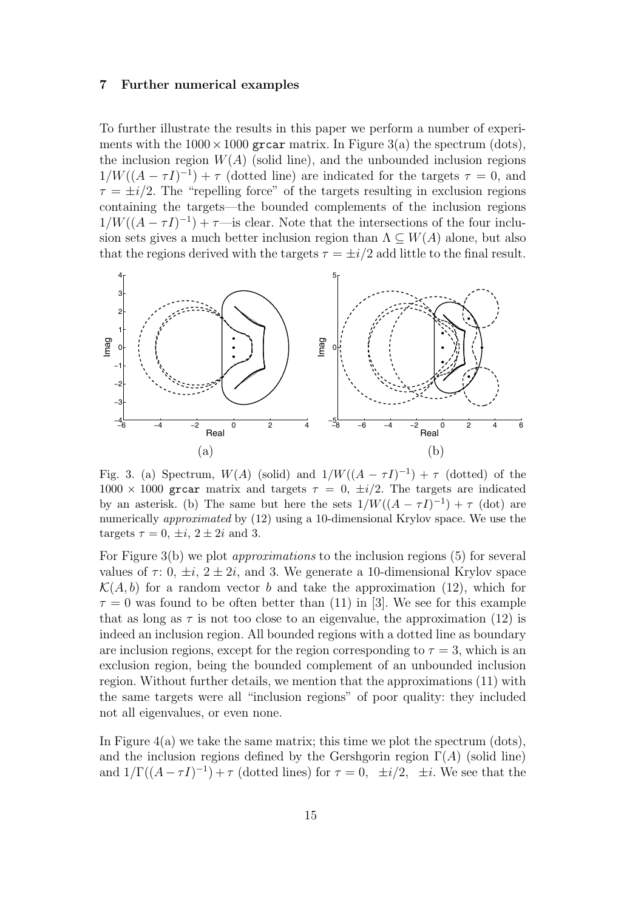## 7 Further numerical examples

To further illustrate the results in this paper we perform a number of experiments with the $1000 \times 1000$ grcar matrix. In Figure 3(a) the spectrum (dots), the inclusion region $W(A)$ (solid line), and the unbounded inclusion regions $1/W((A - \tau I)^{-1}) + \tau$ (dotted line) are indicated for the targets $\tau = 0$, and $\tau = \pm i/2$. The "repelling force" of the targets resulting in exclusion regions containing the targets—the bounded complements of the inclusion regions $1/W((A - \tau I)^{-1}) + \tau$—is clear. Note that the intersections of the four inclusion sets gives a much better inclusion region than $\Lambda \subseteq W(A)$ alone, but also that the regions derived with the targets $\tau = \pm i/2$ add little to the final result.

Fig. 3. (a) Spectrum, $W(A)$ (solid) and $1/W((A - \tau I)^{-1}) + \tau$ (dotted) of the $1000 \times 1000$ grcar matrix and targets $\tau = 0, \pm i/2$. The targets are indicated by an asterisk. (b) The same but here the sets $1/W((A - \tau I)^{-1}) + \tau$ (dot) are numerically *approximated* by (12) using a 10-dimensional Krylov space. We use the targets $\tau = 0, \pm i, 2 \pm 2i$ and 3.

For Figure 3(b) we plot *approximations* to the inclusion regions (5) for several values of $\tau$: 0, $\pm i$, $2 \pm 2i$, and 3. We generate a 10-dimensional Krylov space $\mathcal{K}(A, b)$ for a random vector $b$ and take the approximation (12), which for $\tau = 0$ was found to be often better than (11) in [3]. We see for this example that as long as $\tau$ is not too close to an eigenvalue, the approximation (12) is indeed an inclusion region. All bounded regions with a dotted line as boundary are inclusion regions, except for the region corresponding to $\tau = 3$, which is an exclusion region, being the bounded complement of an unbounded inclusion region. Without further details, we mention that the approximations (11) with the same targets were all "inclusion regions" of poor quality: they included not all eigenvalues, or even none.

In Figure 4(a) we take the same matrix; this time we plot the spectrum (dots), and the inclusion regions defined by the Gershgorin region $\Gamma(A)$ (solid line) and $1/\Gamma((A - \tau I)^{-1}) + \tau$ (dotted lines) for $\tau = 0, \ \pm i/2, \ \pm i$. We see that the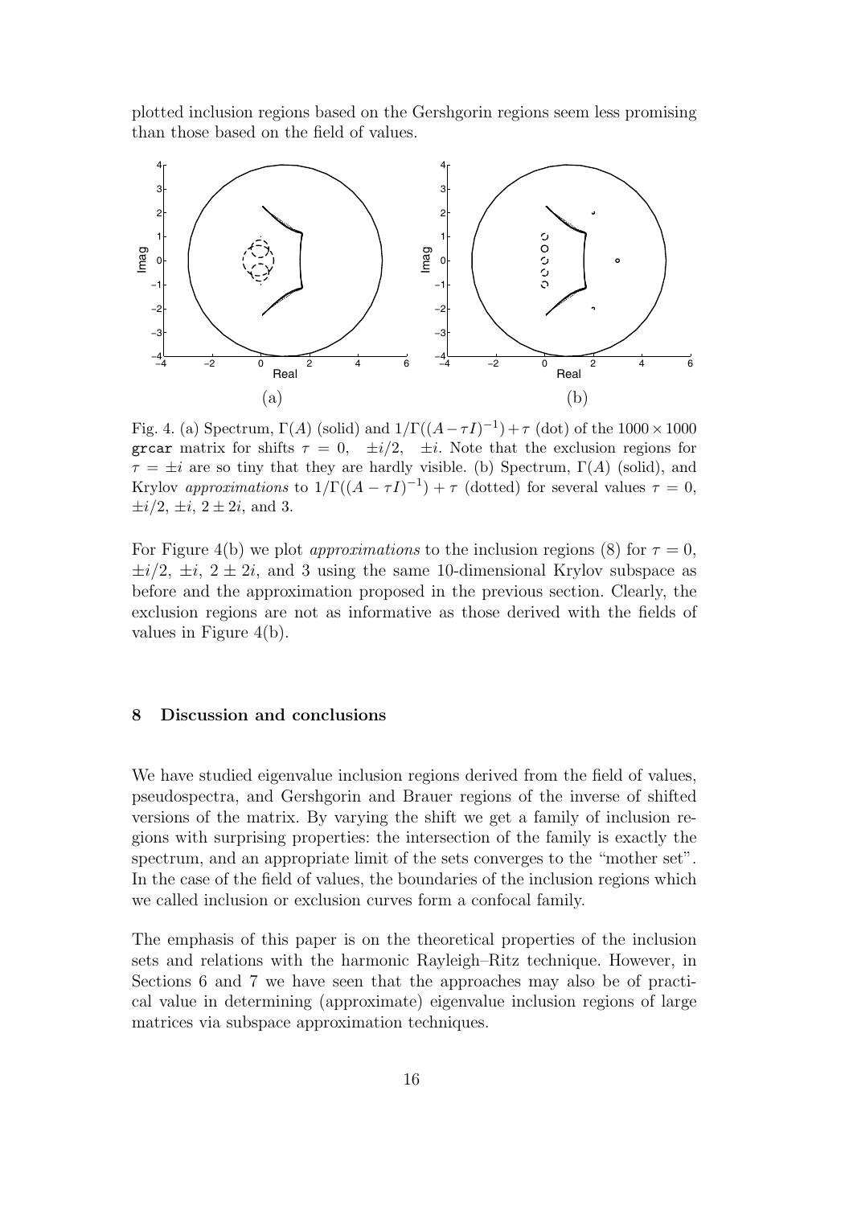plotted inclusion regions based on the Gershgorin regions seem less promising than those based on the field of values.

Fig. 4. (a) Spectrum, $\Gamma(A)$ (solid) and $1/\Gamma((A-\tau I)^{-1})+\tau$ (dot) of the $1000\times 1000$ `grcar` matrix for shifts $\tau = 0, \ \ \pm i/2, \ \ \pm i$. Note that the exclusion regions for $\tau = \pm i$ are so tiny that they are hardly visible. (b) Spectrum, $\Gamma(A)$ (solid), and Krylov *approximations* to $1/\Gamma((A-\tau I)^{-1})+\tau$ (dotted) for several values $\tau = 0$, $\pm i/2$, $\pm i$, $2 \pm 2i$, and 3.

For Figure 4(b) we plot *approximations* to the inclusion regions (8) for $\tau = 0$, $\pm i/2$, $\pm i$, $2 \pm 2i$, and 3 using the same 10-dimensional Krylov subspace as before and the approximation proposed in the previous section. Clearly, the exclusion regions are not as informative as those derived with the fields of values in Figure 4(b).

## 8 Discussion and conclusions

We have studied eigenvalue inclusion regions derived from the field of values, pseudospectra, and Gershgorin and Brauer regions of the inverse of shifted versions of the matrix. By varying the shift we get a family of inclusion regions with surprising properties: the intersection of the family is exactly the spectrum, and an appropriate limit of the sets converges to the "mother set". In the case of the field of values, the boundaries of the inclusion regions which we called inclusion or exclusion curves form a confocal family.

The emphasis of this paper is on the theoretical properties of the inclusion sets and relations with the harmonic Rayleigh–Ritz technique. However, in Sections 6 and 7 we have seen that the approaches may also be of practical value in determining (approximate) eigenvalue inclusion regions of large matrices via subspace approximation techniques.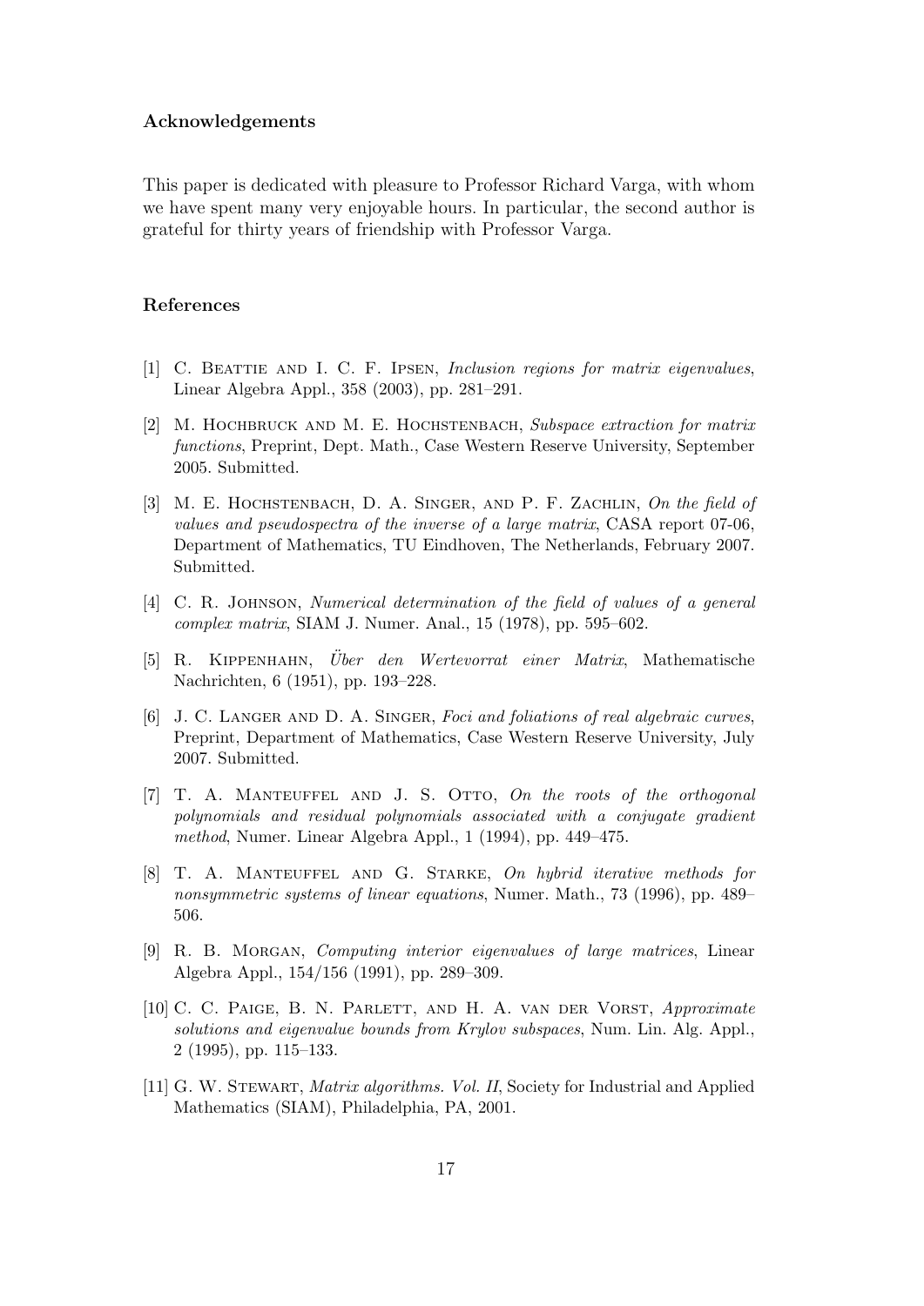## Acknowledgements

This paper is dedicated with pleasure to Professor Richard Varga, with whom we have spent many very enjoyable hours. In particular, the second author is grateful for thirty years of friendship with Professor Varga.

## References

[1] C. Beattie and I. C. F. Ipsen, *Inclusion regions for matrix eigenvalues*, Linear Algebra Appl., 358 (2003), pp. 281–291.

[2] M. Hochbruck and M. E. Hochstenbach, *Subspace extraction for matrix functions*, Preprint, Dept. Math., Case Western Reserve University, September 2005. Submitted.

[3] M. E. Hochstenbach, D. A. Singer, and P. F. Zachlin, *On the field of values and pseudospectra of the inverse of a large matrix*, CASA report 07-06, Department of Mathematics, TU Eindhoven, The Netherlands, February 2007. Submitted.

[4] C. R. Johnson, *Numerical determination of the field of values of a general complex matrix*, SIAM J. Numer. Anal., 15 (1978), pp. 595–602.

[5] R. Kippenhahn, *Über den Wertevorrat einer Matrix*, Mathematische Nachrichten, 6 (1951), pp. 193–228.

[6] J. C. Langer and D. A. Singer, *Foci and foliations of real algebraic curves*, Preprint, Department of Mathematics, Case Western Reserve University, July 2007. Submitted.

[7] T. A. Manteuffel and J. S. Otto, *On the roots of the orthogonal polynomials and residual polynomials associated with a conjugate gradient method*, Numer. Linear Algebra Appl., 1 (1994), pp. 449–475.

[8] T. A. Manteuffel and G. Starke, *On hybrid iterative methods for nonsymmetric systems of linear equations*, Numer. Math., 73 (1996), pp. 489–506.

[9] R. B. Morgan, *Computing interior eigenvalues of large matrices*, Linear Algebra Appl., 154/156 (1991), pp. 289–309.

[10] C. C. Paige, B. N. Parlett, and H. A. van der Vorst, *Approximate solutions and eigenvalue bounds from Krylov subspaces*, Num. Lin. Alg. Appl., 2 (1995), pp. 115–133.

[11] G. W. Stewart, *Matrix algorithms. Vol. II*, Society for Industrial and Applied Mathematics (SIAM), Philadelphia, PA, 2001.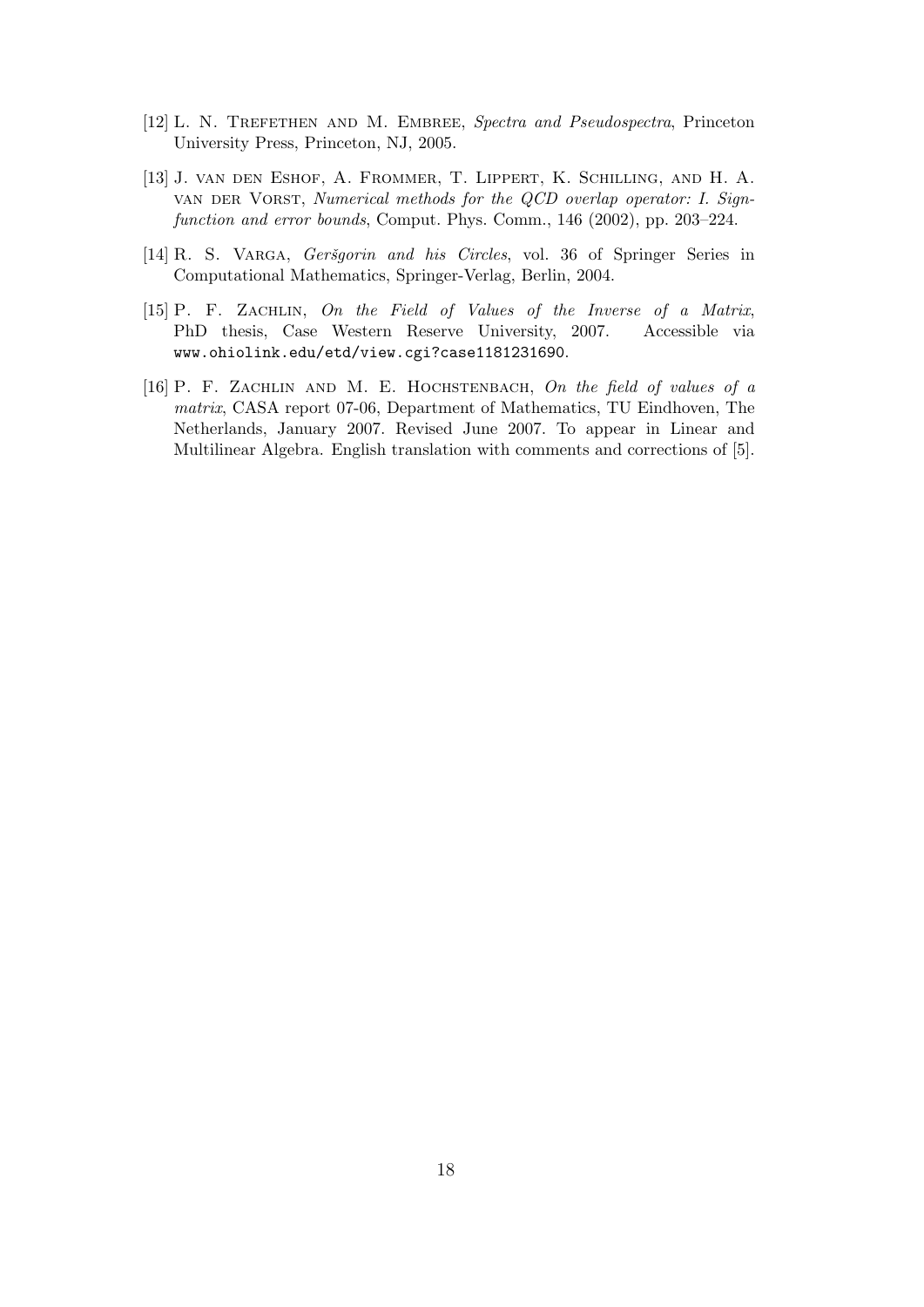[12] L. N. Trefethen and M. Embree, *Spectra and Pseudospectra*, Princeton University Press, Princeton, NJ, 2005.

[13] J. van den Eshof, A. Frommer, T. Lippert, K. Schilling, and H. A. van der Vorst, *Numerical methods for the QCD overlap operator: I. Sign-function and error bounds*, Comput. Phys. Comm., 146 (2002), pp. 203–224.

[14] R. S. Varga, *Geršgorin and his Circles*, vol. 36 of Springer Series in Computational Mathematics, Springer-Verlag, Berlin, 2004.

[15] P. F. Zachlin, *On the Field of Values of the Inverse of a Matrix*, PhD thesis, Case Western Reserve University, 2007. Accessible via `www.ohiolink.edu/etd/view.cgi?case1181231690`.

[16] P. F. Zachlin and M. E. Hochstenbach, *On the field of values of a matrix*, CASA report 07-06, Department of Mathematics, TU Eindhoven, The Netherlands, January 2007. Revised June 2007. To appear in Linear and Multilinear Algebra. English translation with comments and corrections of [5].